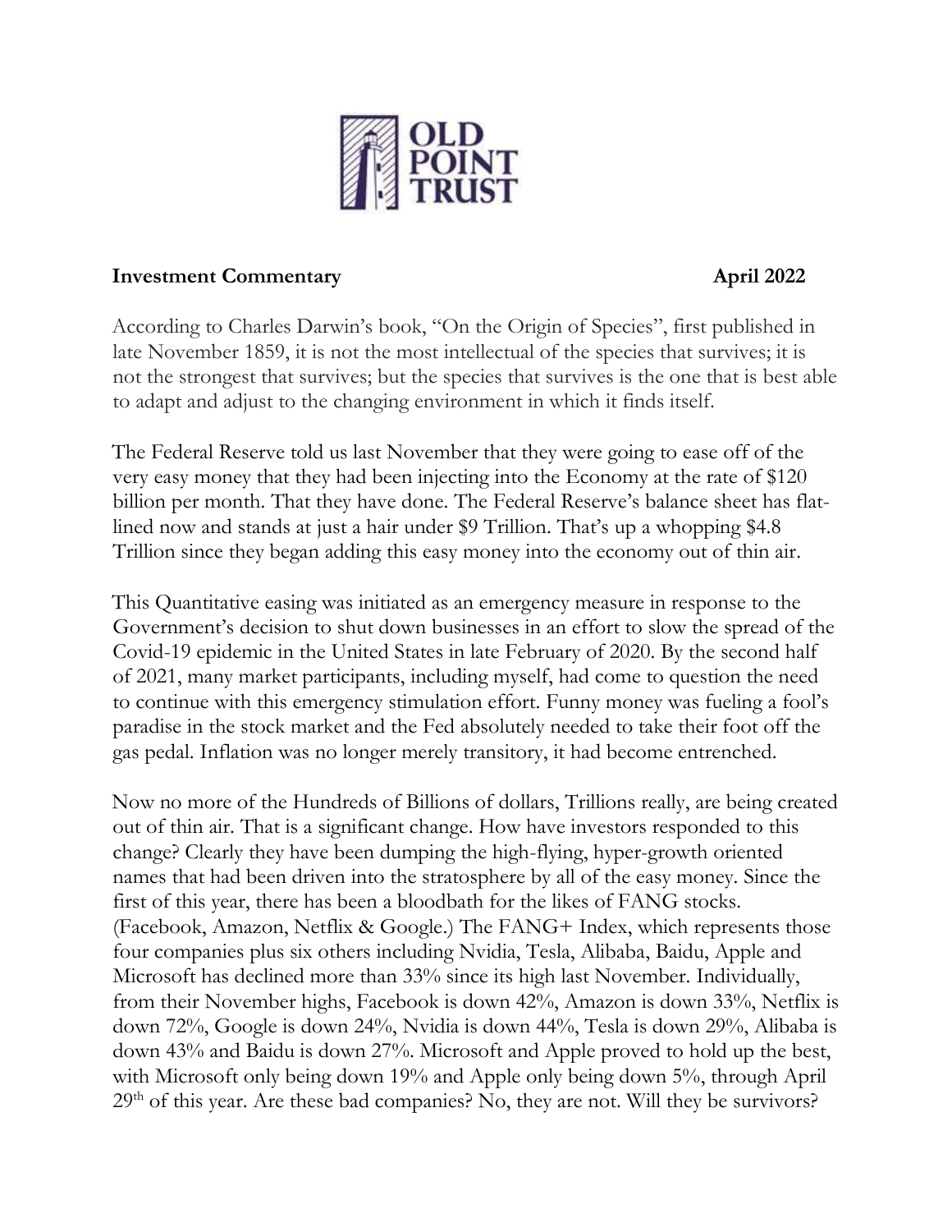**OLD POINT TRUST**

**Investment Commentary** **April 2022**

According to Charles Darwin's book, "On the Origin of Species", first published in late November 1859, it is not the most intellectual of the species that survives; it is not the strongest that survives; but the species that survives is the one that is best able to adapt and adjust to the changing environment in which it finds itself.

The Federal Reserve told us last November that they were going to ease off of the very easy money that they had been injecting into the Economy at the rate of $120 billion per month. That they have done. The Federal Reserve's balance sheet has flat-lined now and stands at just a hair under $9 Trillion. That's up a whopping $4.8 Trillion since they began adding this easy money into the economy out of thin air.

This Quantitative easing was initiated as an emergency measure in response to the Government's decision to shut down businesses in an effort to slow the spread of the Covid-19 epidemic in the United States in late February of 2020. By the second half of 2021, many market participants, including myself, had come to question the need to continue with this emergency stimulation effort. Funny money was fueling a fool's paradise in the stock market and the Fed absolutely needed to take their foot off the gas pedal. Inflation was no longer merely transitory, it had become entrenched.

Now no more of the Hundreds of Billions of dollars, Trillions really, are being created out of thin air. That is a significant change. How have investors responded to this change? Clearly they have been dumping the high-flying, hyper-growth oriented names that had been driven into the stratosphere by all of the easy money. Since the first of this year, there has been a bloodbath for the likes of FANG stocks. (Facebook, Amazon, Netflix & Google.) The FANG+ Index, which represents those four companies plus six others including Nvidia, Tesla, Alibaba, Baidu, Apple and Microsoft has declined more than 33% since its high last November. Individually, from their November highs, Facebook is down 42%, Amazon is down 33%, Netflix is down 72%, Google is down 24%, Nvidia is down 44%, Tesla is down 29%, Alibaba is down 43% and Baidu is down 27%. Microsoft and Apple proved to hold up the best, with Microsoft only being down 19% and Apple only being down 5%, through April 29th of this year. Are these bad companies? No, they are not. Will they be survivors?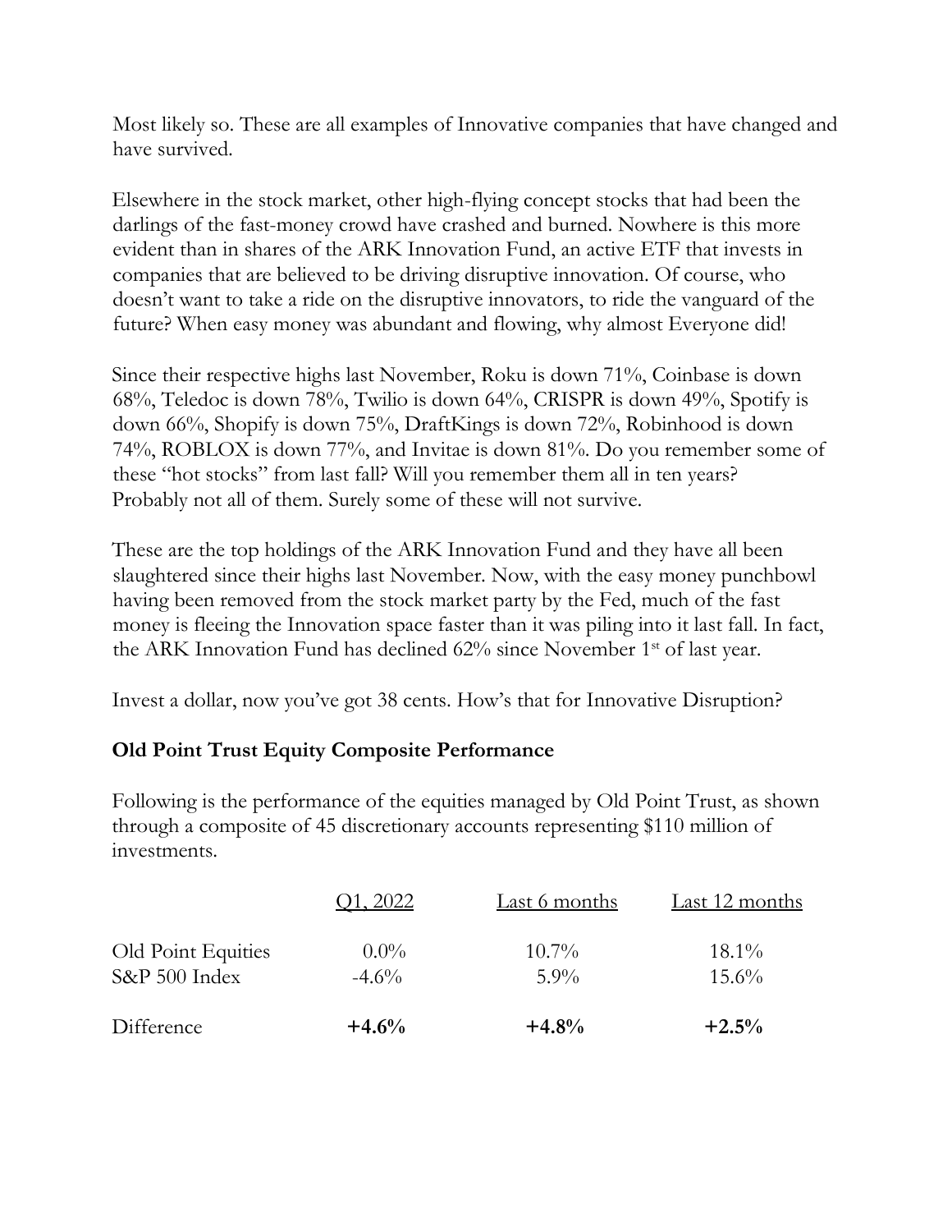Most likely so. These are all examples of Innovative companies that have changed and have survived.

Elsewhere in the stock market, other high-flying concept stocks that had been the darlings of the fast-money crowd have crashed and burned. Nowhere is this more evident than in shares of the ARK Innovation Fund, an active ETF that invests in companies that are believed to be driving disruptive innovation. Of course, who doesn't want to take a ride on the disruptive innovators, to ride the vanguard of the future? When easy money was abundant and flowing, why almost Everyone did!

Since their respective highs last November, Roku is down 71%, Coinbase is down 68%, Teledoc is down 78%, Twilio is down 64%, CRISPR is down 49%, Spotify is down 66%, Shopify is down 75%, DraftKings is down 72%, Robinhood is down 74%, ROBLOX is down 77%, and Invitae is down 81%. Do you remember some of these "hot stocks" from last fall? Will you remember them all in ten years? Probably not all of them. Surely some of these will not survive.

These are the top holdings of the ARK Innovation Fund and they have all been slaughtered since their highs last November. Now, with the easy money punchbowl having been removed from the stock market party by the Fed, much of the fast money is fleeing the Innovation space faster than it was piling into it last fall. In fact, the ARK Innovation Fund has declined 62% since November 1st of last year.

Invest a dollar, now you've got 38 cents. How's that for Innovative Disruption?

**Old Point Trust Equity Composite Performance**

Following is the performance of the equities managed by Old Point Trust, as shown through a composite of 45 discretionary accounts representing $110 million of investments.

| | Q1, 2022 | Last 6 months | Last 12 months |
|---|---|---|---|
| Old Point Equities | 0.0% | 10.7% | 18.1% |
| S&P 500 Index | -4.6% | 5.9% | 15.6% |
| Difference | **+4.6%** | **+4.8%** | **+2.5%** |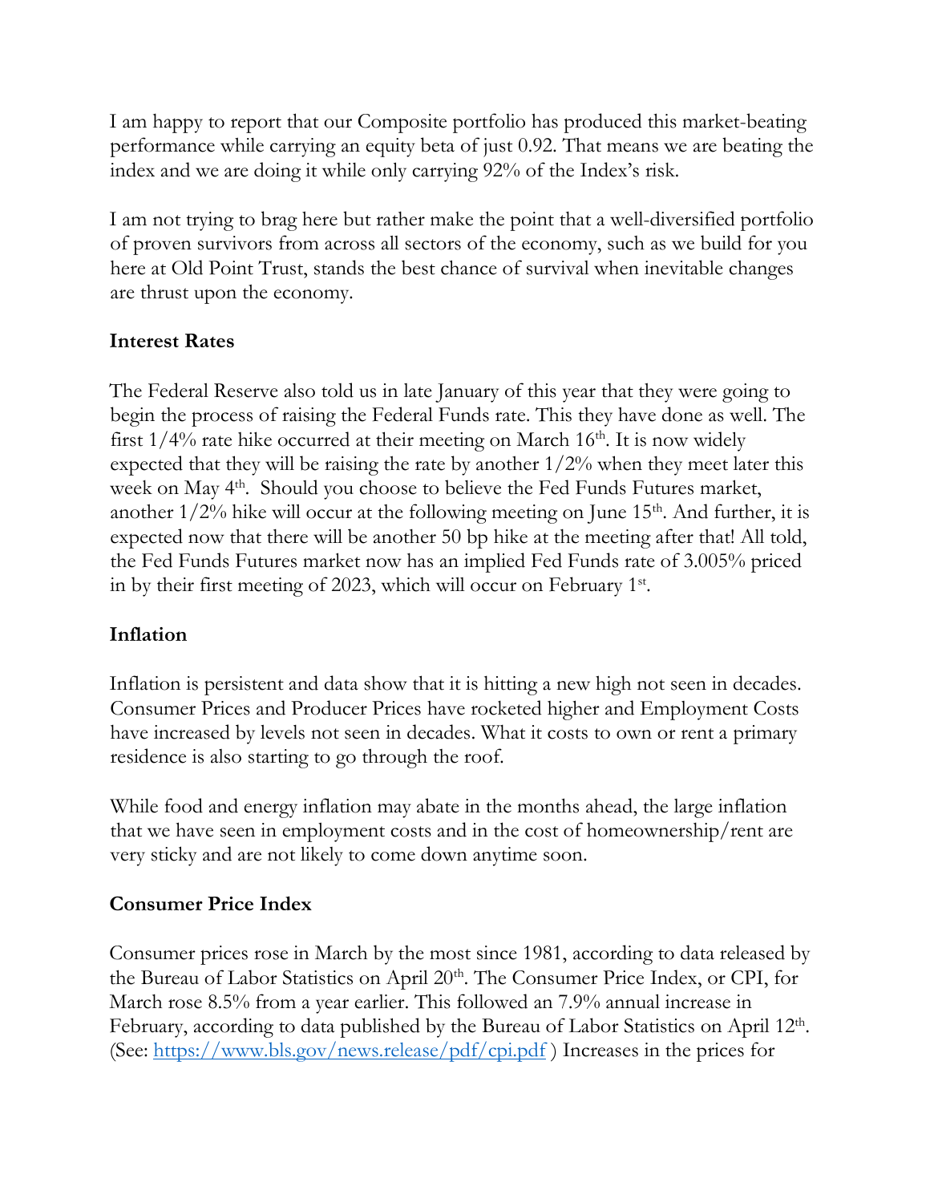I am happy to report that our Composite portfolio has produced this market-beating performance while carrying an equity beta of just 0.92. That means we are beating the index and we are doing it while only carrying 92% of the Index's risk.

I am not trying to brag here but rather make the point that a well-diversified portfolio of proven survivors from across all sectors of the economy, such as we build for you here at Old Point Trust, stands the best chance of survival when inevitable changes are thrust upon the economy.

**Interest Rates**

The Federal Reserve also told us in late January of this year that they were going to begin the process of raising the Federal Funds rate. This they have done as well. The first 1/4% rate hike occurred at their meeting on March 16th. It is now widely expected that they will be raising the rate by another 1/2% when they meet later this week on May 4th. Should you choose to believe the Fed Funds Futures market, another 1/2% hike will occur at the following meeting on June 15th. And further, it is expected now that there will be another 50 bp hike at the meeting after that! All told, the Fed Funds Futures market now has an implied Fed Funds rate of 3.005% priced in by their first meeting of 2023, which will occur on February 1st.

**Inflation**

Inflation is persistent and data show that it is hitting a new high not seen in decades. Consumer Prices and Producer Prices have rocketed higher and Employment Costs have increased by levels not seen in decades. What it costs to own or rent a primary residence is also starting to go through the roof.

While food and energy inflation may abate in the months ahead, the large inflation that we have seen in employment costs and in the cost of homeownership/rent are very sticky and are not likely to come down anytime soon.

**Consumer Price Index**

Consumer prices rose in March by the most since 1981, according to data released by the Bureau of Labor Statistics on April 20th. The Consumer Price Index, or CPI, for March rose 8.5% from a year earlier. This followed an 7.9% annual increase in February, according to data published by the Bureau of Labor Statistics on April 12th. (See: https://www.bls.gov/news.release/pdf/cpi.pdf ) Increases in the prices for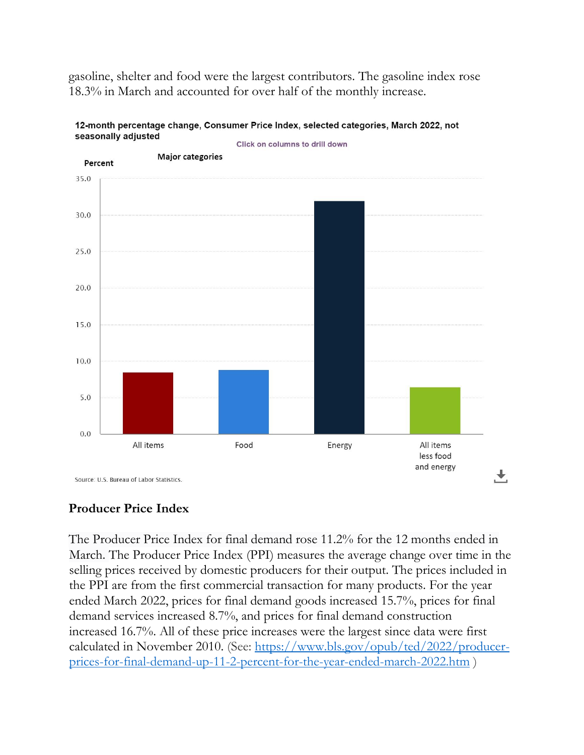gasoline, shelter and food were the largest contributors. The gasoline index rose 18.3% in March and accounted for over half of the monthly increase.

**12-month percentage change, Consumer Price Index, selected categories, March 2022, not seasonally adjusted**

Click on columns to drill down

Major categories

Percent

Source: U.S. Bureau of Labor Statistics.

## Producer Price Index

The Producer Price Index for final demand rose 11.2% for the 12 months ended in March. The Producer Price Index (PPI) measures the average change over time in the selling prices received by domestic producers for their output. The prices included in the PPI are from the first commercial transaction for many products. For the year ended March 2022, prices for final demand goods increased 15.7%, prices for final demand services increased 8.7%, and prices for final demand construction increased 16.7%. All of these price increases were the largest since data were first calculated in November 2010. (See: [https://www.bls.gov/opub/ted/2022/producer-prices-for-final-demand-up-11-2-percent-for-the-year-ended-march-2022.htm](https://www.bls.gov/opub/ted/2022/producer-prices-for-final-demand-up-11-2-percent-for-the-year-ended-march-2022.htm) )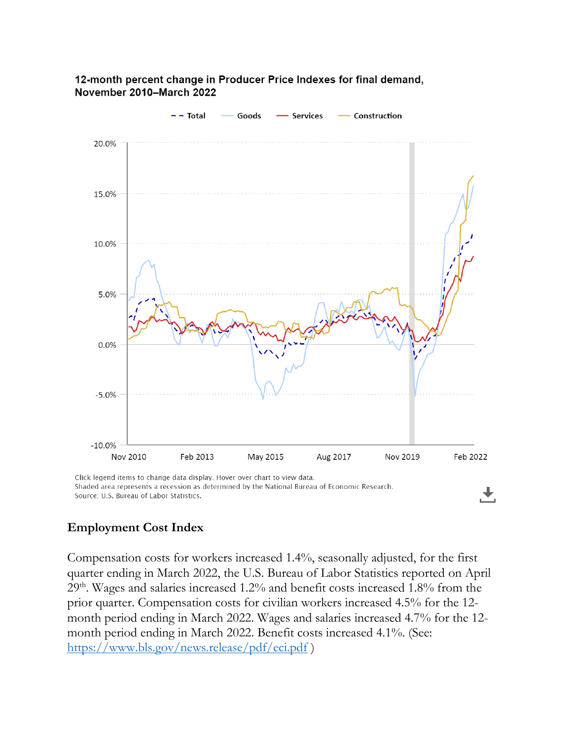**12-month percent change in Producer Price Indexes for final demand, November 2010–March 2022**

Total | Goods | Services | Construction

Click legend items to change data display. Hover over chart to view data.
Shaded area represents a recession as determined by the National Bureau of Economic Research.
Source: U.S. Bureau of Labor Statistics.

## Employment Cost Index

Compensation costs for workers increased 1.4%, seasonally adjusted, for the first quarter ending in March 2022, the U.S. Bureau of Labor Statistics reported on April 29th. Wages and salaries increased 1.2% and benefit costs increased 1.8% from the prior quarter. Compensation costs for civilian workers increased 4.5% for the 12-month period ending in March 2022. Wages and salaries increased 4.7% for the 12-month period ending in March 2022. Benefit costs increased 4.1%. (See: https://www.bls.gov/news.release/pdf/eci.pdf )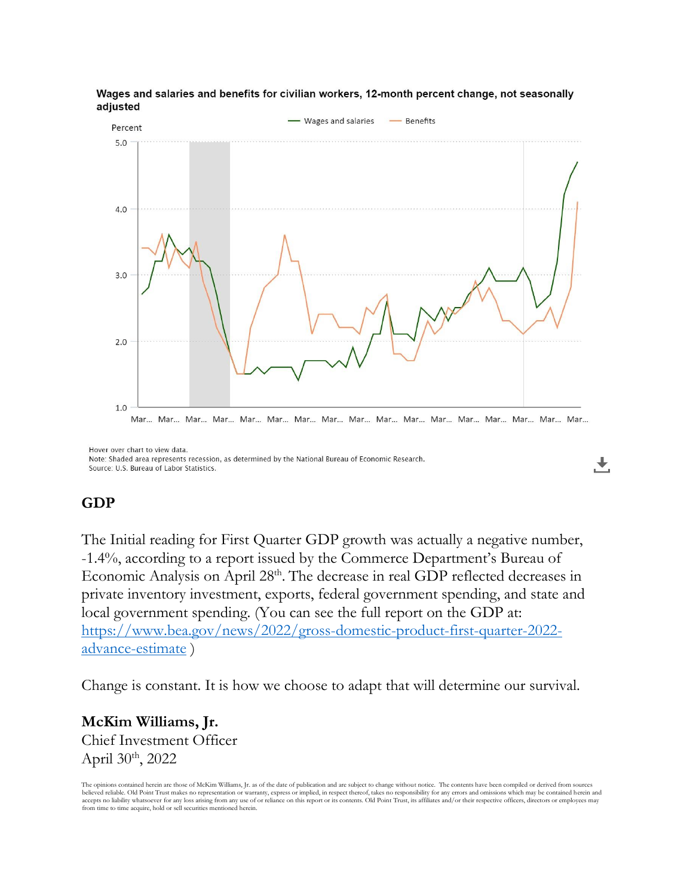**Wages and salaries and benefits for civilian workers, 12-month percent change, not seasonally adjusted**

Wages and salaries
Benefits

Percent

5.0
4.0
3.0
2.0
1.0

Mar... Mar... Mar... Mar... Mar... Mar... Mar... Mar... Mar... Mar... Mar... Mar... Mar... Mar... Mar... Mar... Mar...

Hover over chart to view data.
Note: Shaded area represents recession, as determined by the National Bureau of Economic Research.
Source: U.S. Bureau of Labor Statistics.

## GDP

The Initial reading for First Quarter GDP growth was actually a negative number, -1.4%, according to a report issued by the Commerce Department's Bureau of Economic Analysis on April 28th. The decrease in real GDP reflected decreases in private inventory investment, exports, federal government spending, and state and local government spending. (You can see the full report on the GDP at: [https://www.bea.gov/news/2022/gross-domestic-product-first-quarter-2022-advance-estimate](https://www.bea.gov/news/2022/gross-domestic-product-first-quarter-2022-advance-estimate) )

Change is constant. It is how we choose to adapt that will determine our survival.

**McKim Williams, Jr.**
Chief Investment Officer
April 30th, 2022

The opinions contained herein are those of McKim Williams, Jr. as of the date of publication and are subject to change without notice. The contents have been compiled or derived from sources believed reliable. Old Point Trust makes no representation or warranty, express or implied, in respect thereof, takes no responsibility for any errors and omissions which may be contained herein and accepts no liability whatsoever for any loss arising from any use of or reliance on this report or its contents. Old Point Trust, its affiliates and/or their respective officers, directors or employees may from time to time acquire, hold or sell securities mentioned herein.